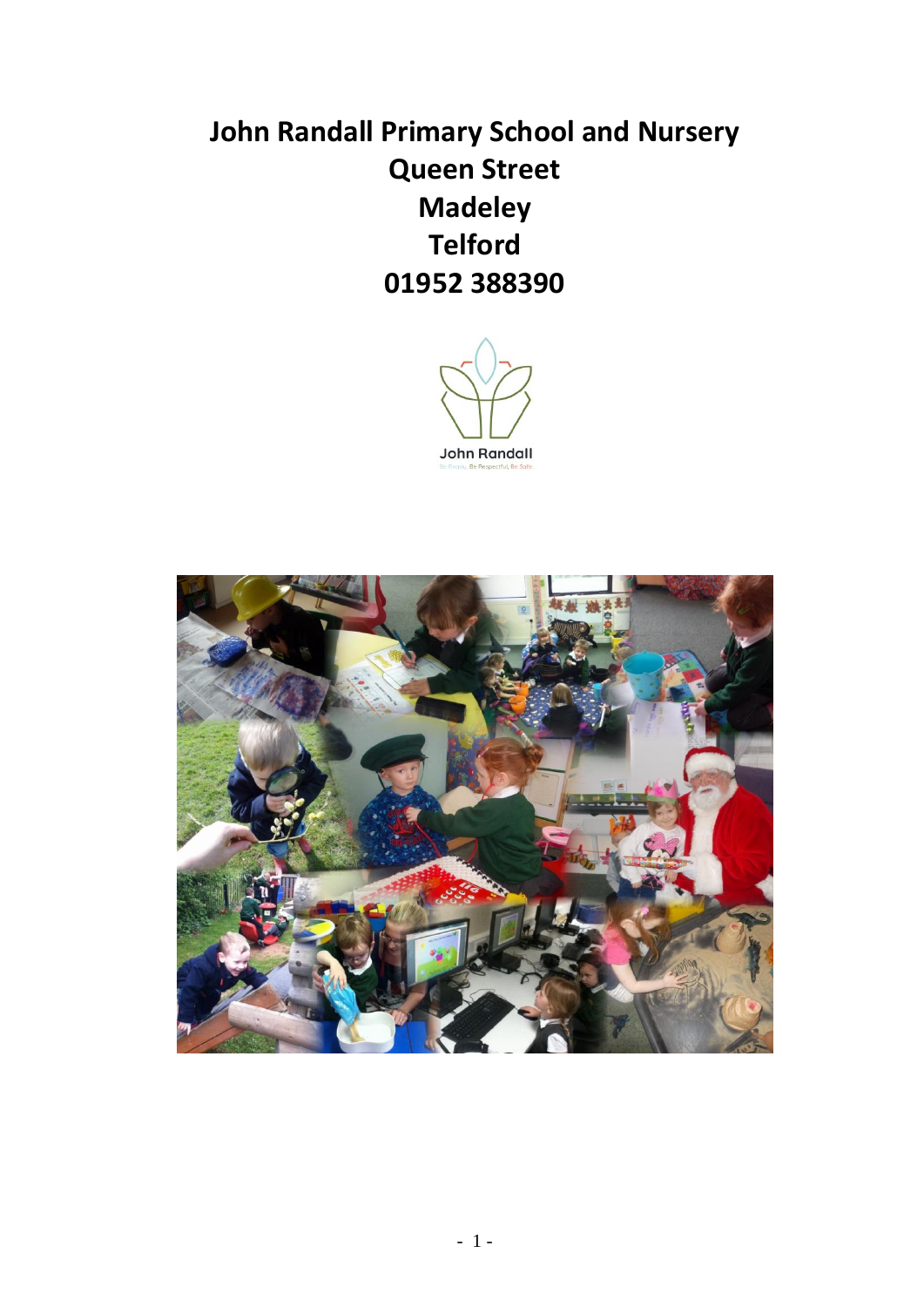# John Randall Primary School and Nursery
# Queen Street
# Madeley
# Telford
# 01952 388390

John Randall

Be Ready, Be Respectful, Be Safe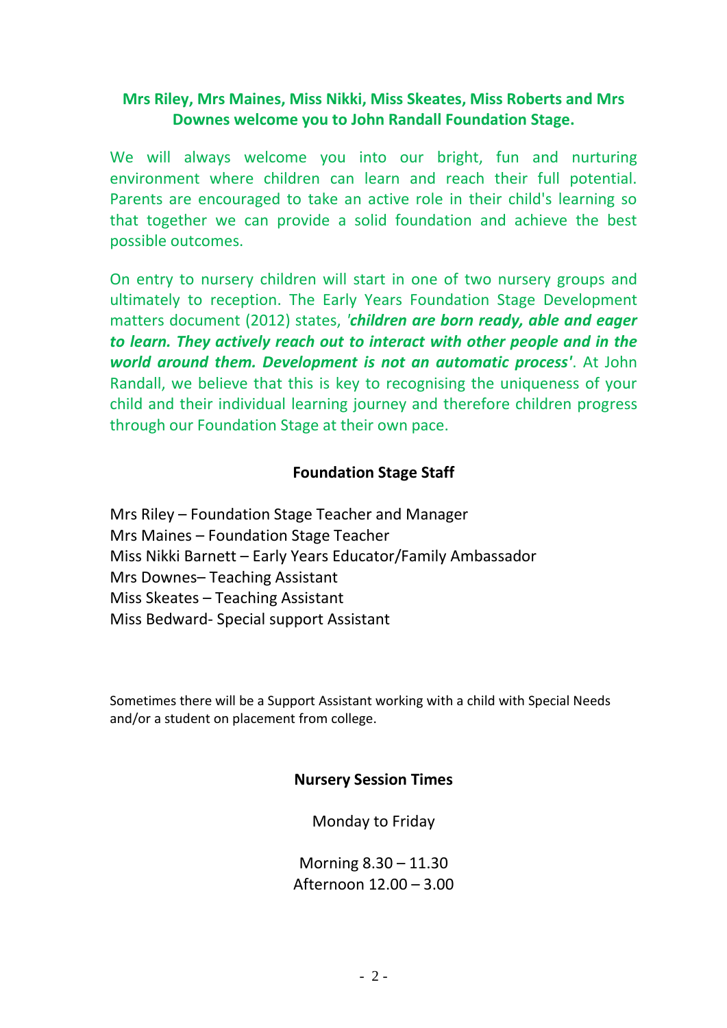**Mrs Riley, Mrs Maines, Miss Nikki, Miss Skeates, Miss Roberts and Mrs Downes welcome you to John Randall Foundation Stage.**

We will always welcome you into our bright, fun and nurturing environment where children can learn and reach their full potential. Parents are encouraged to take an active role in their child's learning so that together we can provide a solid foundation and achieve the best possible outcomes.

On entry to nursery children will start in one of two nursery groups and ultimately to reception. The Early Years Foundation Stage Development matters document (2012) states, '***children are born ready, able and eager to learn. They actively reach out to interact with other people and in the world around them. Development is not an automatic process'***. At John Randall, we believe that this is key to recognising the uniqueness of your child and their individual learning journey and therefore children progress through our Foundation Stage at their own pace.

## Foundation Stage Staff

Mrs Riley – Foundation Stage Teacher and Manager
Mrs Maines – Foundation Stage Teacher
Miss Nikki Barnett – Early Years Educator/Family Ambassador
Mrs Downes– Teaching Assistant
Miss Skeates – Teaching Assistant
Miss Bedward- Special support Assistant

Sometimes there will be a Support Assistant working with a child with Special Needs and/or a student on placement from college.

## Nursery Session Times

Monday to Friday

Morning 8.30 – 11.30
Afternoon 12.00 – 3.00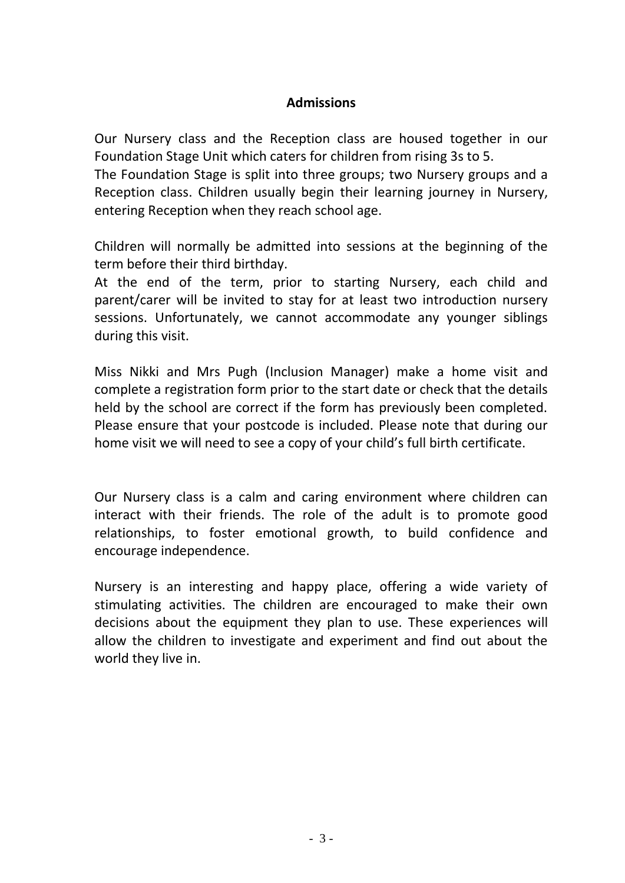## Admissions

Our Nursery class and the Reception class are housed together in our Foundation Stage Unit which caters for children from rising 3s to 5.
The Foundation Stage is split into three groups; two Nursery groups and a Reception class. Children usually begin their learning journey in Nursery, entering Reception when they reach school age.

Children will normally be admitted into sessions at the beginning of the term before their third birthday.
At the end of the term, prior to starting Nursery, each child and parent/carer will be invited to stay for at least two introduction nursery sessions. Unfortunately, we cannot accommodate any younger siblings during this visit.

Miss Nikki and Mrs Pugh (Inclusion Manager) make a home visit and complete a registration form prior to the start date or check that the details held by the school are correct if the form has previously been completed. Please ensure that your postcode is included. Please note that during our home visit we will need to see a copy of your child's full birth certificate.

Our Nursery class is a calm and caring environment where children can interact with their friends. The role of the adult is to promote good relationships, to foster emotional growth, to build confidence and encourage independence.

Nursery is an interesting and happy place, offering a wide variety of stimulating activities. The children are encouraged to make their own decisions about the equipment they plan to use. These experiences will allow the children to investigate and experiment and find out about the world they live in.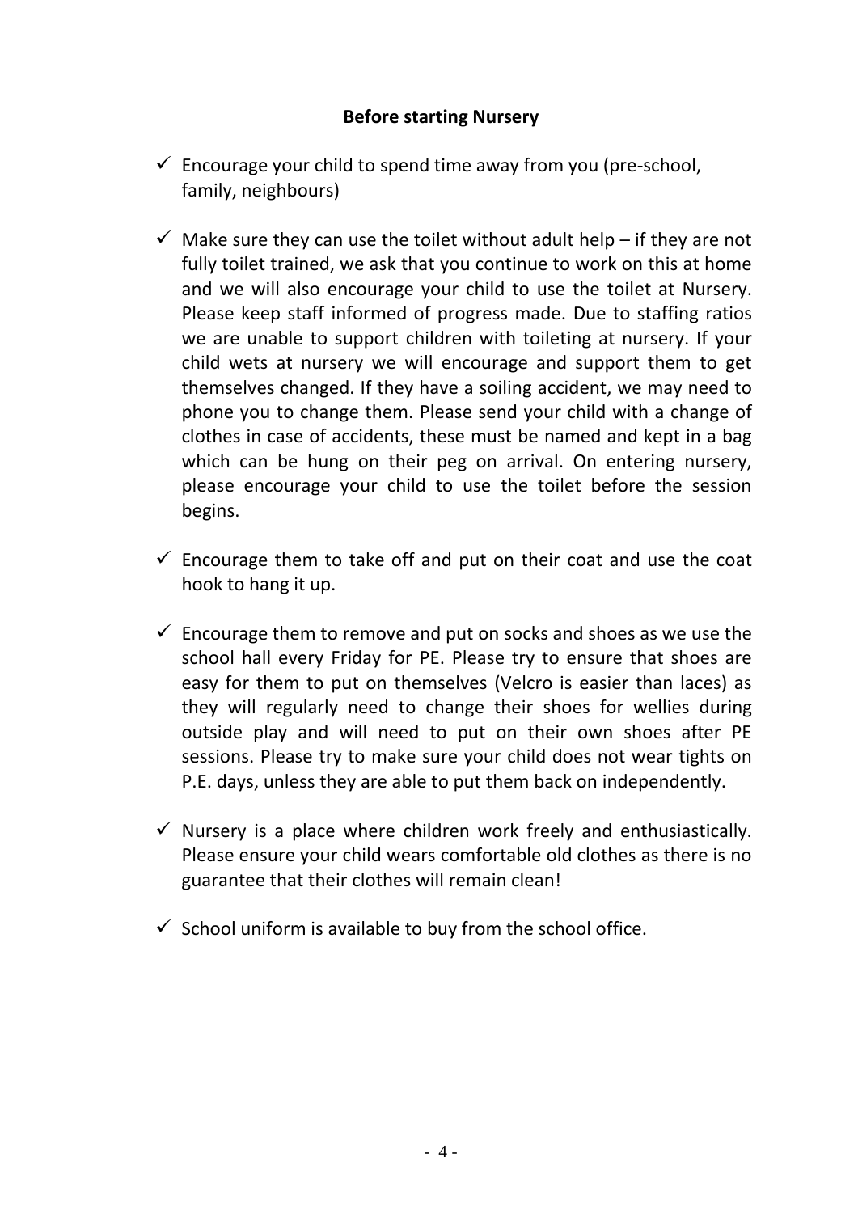**Before starting Nursery**

- ✓ Encourage your child to spend time away from you (pre-school, family, neighbours)
- ✓ Make sure they can use the toilet without adult help – if they are not fully toilet trained, we ask that you continue to work on this at home and we will also encourage your child to use the toilet at Nursery. Please keep staff informed of progress made. Due to staffing ratios we are unable to support children with toileting at nursery. If your child wets at nursery we will encourage and support them to get themselves changed. If they have a soiling accident, we may need to phone you to change them. Please send your child with a change of clothes in case of accidents, these must be named and kept in a bag which can be hung on their peg on arrival. On entering nursery, please encourage your child to use the toilet before the session begins.
- ✓ Encourage them to take off and put on their coat and use the coat hook to hang it up.
- ✓ Encourage them to remove and put on socks and shoes as we use the school hall every Friday for PE. Please try to ensure that shoes are easy for them to put on themselves (Velcro is easier than laces) as they will regularly need to change their shoes for wellies during outside play and will need to put on their own shoes after PE sessions. Please try to make sure your child does not wear tights on P.E. days, unless they are able to put them back on independently.
- ✓ Nursery is a place where children work freely and enthusiastically. Please ensure your child wears comfortable old clothes as there is no guarantee that their clothes will remain clean!
- ✓ School uniform is available to buy from the school office.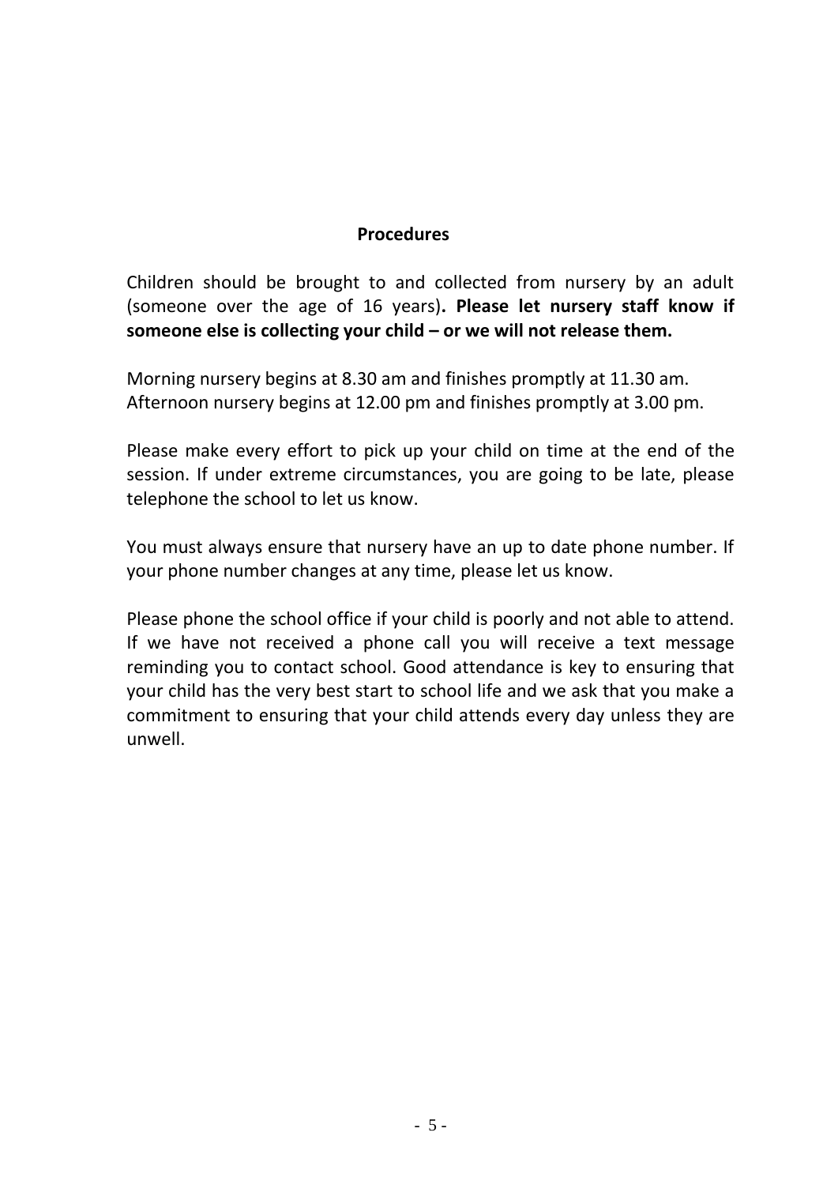## Procedures

Children should be brought to and collected from nursery by an adult (someone over the age of 16 years)**. Please let nursery staff know if someone else is collecting your child – or we will not release them.**

Morning nursery begins at 8.30 am and finishes promptly at 11.30 am.
Afternoon nursery begins at 12.00 pm and finishes promptly at 3.00 pm.

Please make every effort to pick up your child on time at the end of the session. If under extreme circumstances, you are going to be late, please telephone the school to let us know.

You must always ensure that nursery have an up to date phone number. If your phone number changes at any time, please let us know.

Please phone the school office if your child is poorly and not able to attend. If we have not received a phone call you will receive a text message reminding you to contact school. Good attendance is key to ensuring that your child has the very best start to school life and we ask that you make a commitment to ensuring that your child attends every day unless they are unwell.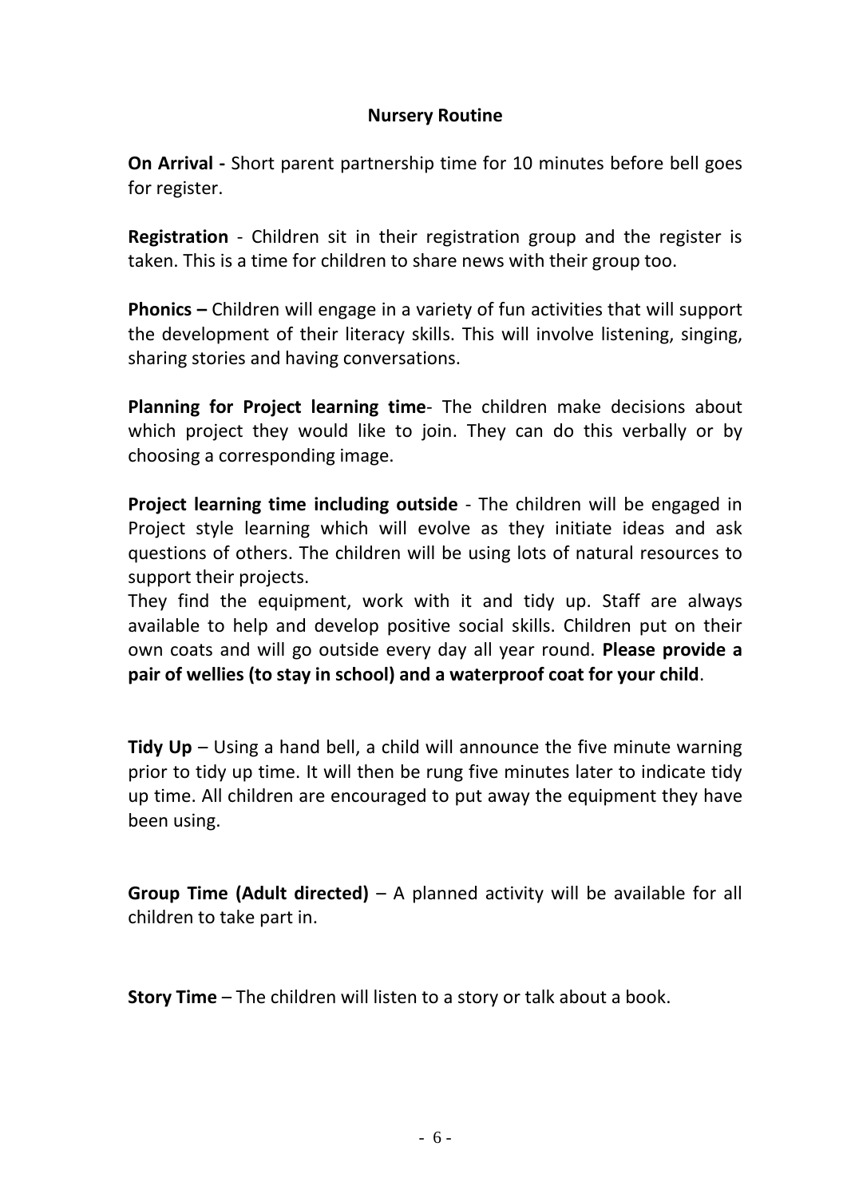## Nursery Routine

**On Arrival -** Short parent partnership time for 10 minutes before bell goes for register.

**Registration** - Children sit in their registration group and the register is taken. This is a time for children to share news with their group too.

**Phonics –** Children will engage in a variety of fun activities that will support the development of their literacy skills. This will involve listening, singing, sharing stories and having conversations.

**Planning for Project learning time**- The children make decisions about which project they would like to join. They can do this verbally or by choosing a corresponding image.

**Project learning time including outside** - The children will be engaged in Project style learning which will evolve as they initiate ideas and ask questions of others. The children will be using lots of natural resources to support their projects.
They find the equipment, work with it and tidy up. Staff are always available to help and develop positive social skills. Children put on their own coats and will go outside every day all year round. **Please provide a pair of wellies (to stay in school) and a waterproof coat for your child**.

**Tidy Up** – Using a hand bell, a child will announce the five minute warning prior to tidy up time. It will then be rung five minutes later to indicate tidy up time. All children are encouraged to put away the equipment they have been using.

**Group Time (Adult directed)** – A planned activity will be available for all children to take part in.

**Story Time** – The children will listen to a story or talk about a book.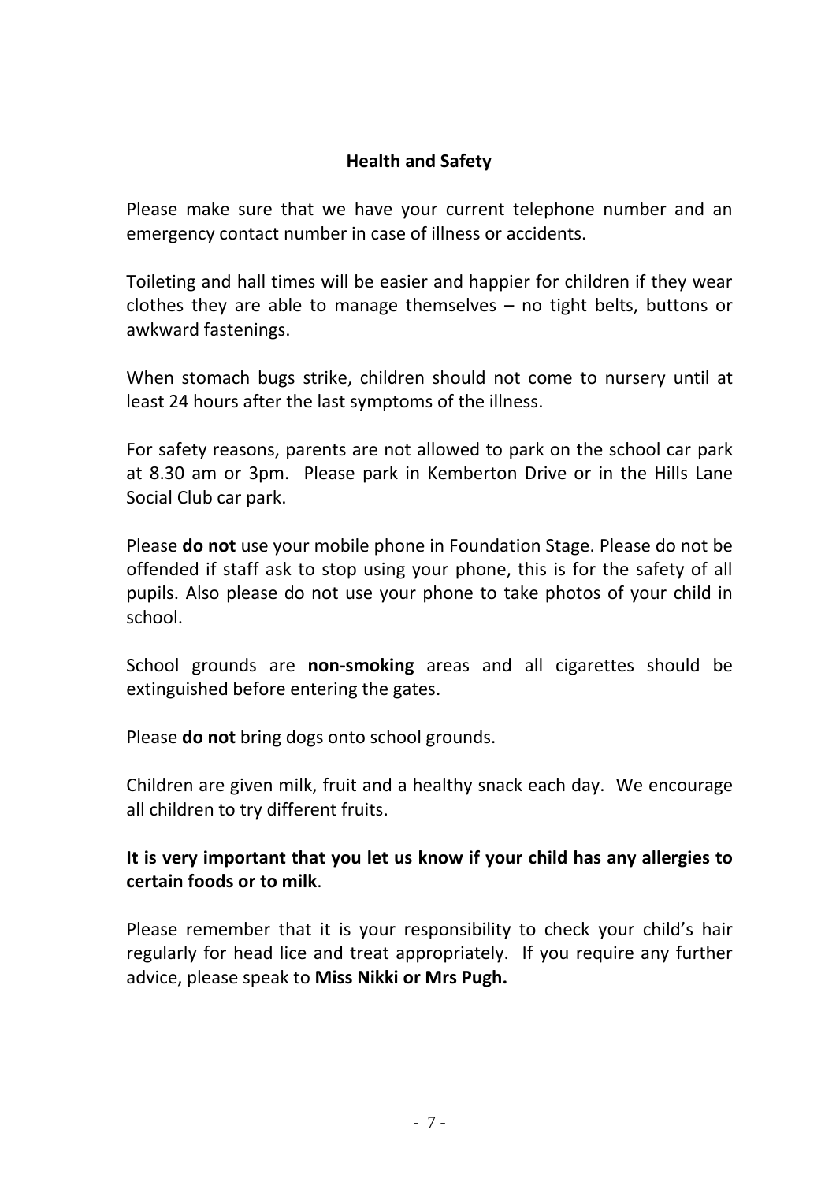## Health and Safety

Please make sure that we have your current telephone number and an emergency contact number in case of illness or accidents.

Toileting and hall times will be easier and happier for children if they wear clothes they are able to manage themselves – no tight belts, buttons or awkward fastenings.

When stomach bugs strike, children should not come to nursery until at least 24 hours after the last symptoms of the illness.

For safety reasons, parents are not allowed to park on the school car park at 8.30 am or 3pm. Please park in Kemberton Drive or in the Hills Lane Social Club car park.

Please **do not** use your mobile phone in Foundation Stage. Please do not be offended if staff ask to stop using your phone, this is for the safety of all pupils. Also please do not use your phone to take photos of your child in school.

School grounds are **non-smoking** areas and all cigarettes should be extinguished before entering the gates.

Please **do not** bring dogs onto school grounds.

Children are given milk, fruit and a healthy snack each day. We encourage all children to try different fruits.

**It is very important that you let us know if your child has any allergies to certain foods or to milk**.

Please remember that it is your responsibility to check your child's hair regularly for head lice and treat appropriately. If you require any further advice, please speak to **Miss Nikki or Mrs Pugh.**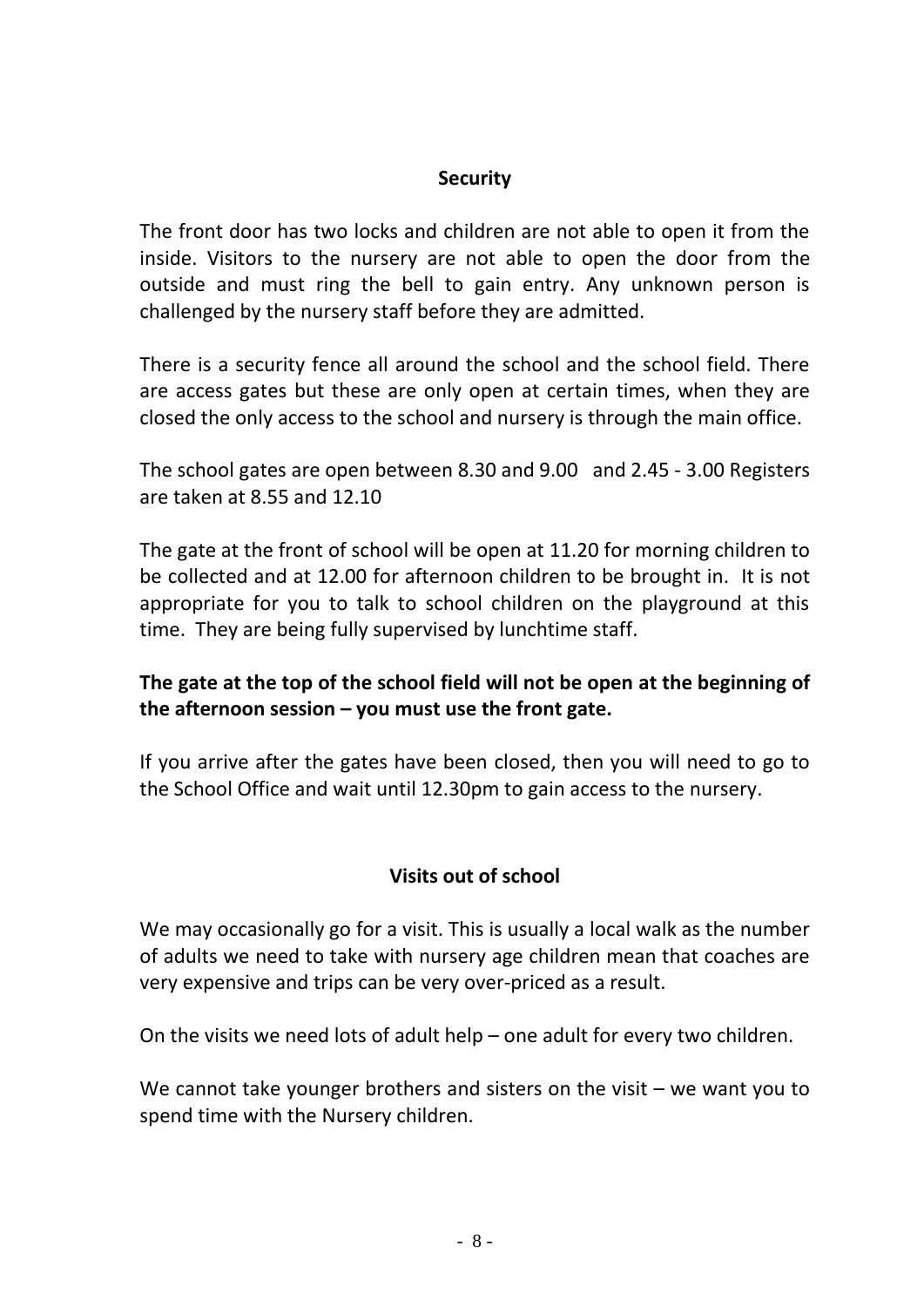## Security

The front door has two locks and children are not able to open it from the inside. Visitors to the nursery are not able to open the door from the outside and must ring the bell to gain entry. Any unknown person is challenged by the nursery staff before they are admitted.

There is a security fence all around the school and the school field. There are access gates but these are only open at certain times, when they are closed the only access to the school and nursery is through the main office.

The school gates are open between 8.30 and 9.00 and 2.45 - 3.00 Registers are taken at 8.55 and 12.10

The gate at the front of school will be open at 11.20 for morning children to be collected and at 12.00 for afternoon children to be brought in. It is not appropriate for you to talk to school children on the playground at this time. They are being fully supervised by lunchtime staff.

**The gate at the top of the school field will not be open at the beginning of the afternoon session – you must use the front gate.**

If you arrive after the gates have been closed, then you will need to go to the School Office and wait until 12.30pm to gain access to the nursery.

## Visits out of school

We may occasionally go for a visit. This is usually a local walk as the number of adults we need to take with nursery age children mean that coaches are very expensive and trips can be very over-priced as a result.

On the visits we need lots of adult help – one adult for every two children.

We cannot take younger brothers and sisters on the visit – we want you to spend time with the Nursery children.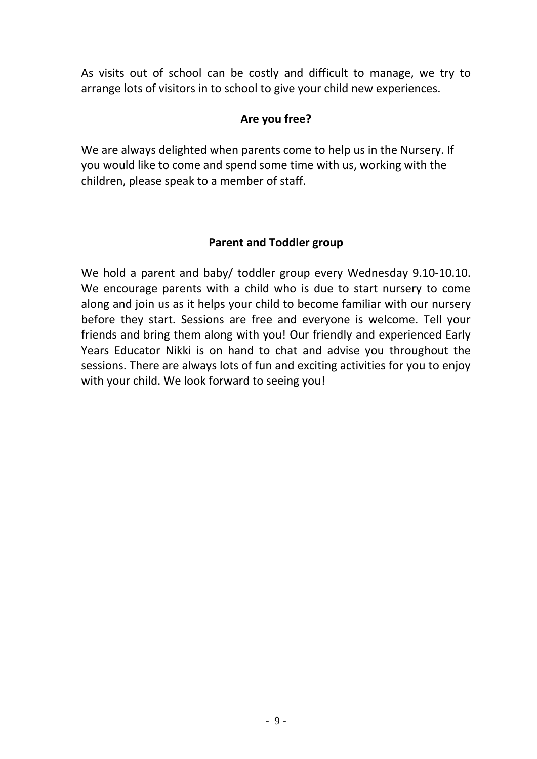As visits out of school can be costly and difficult to manage, we try to arrange lots of visitors in to school to give your child new experiences.

## Are you free?

We are always delighted when parents come to help us in the Nursery. If you would like to come and spend some time with us, working with the children, please speak to a member of staff.

## Parent and Toddler group

We hold a parent and baby/ toddler group every Wednesday 9.10-10.10. We encourage parents with a child who is due to start nursery to come along and join us as it helps your child to become familiar with our nursery before they start. Sessions are free and everyone is welcome. Tell your friends and bring them along with you! Our friendly and experienced Early Years Educator Nikki is on hand to chat and advise you throughout the sessions. There are always lots of fun and exciting activities for you to enjoy with your child. We look forward to seeing you!